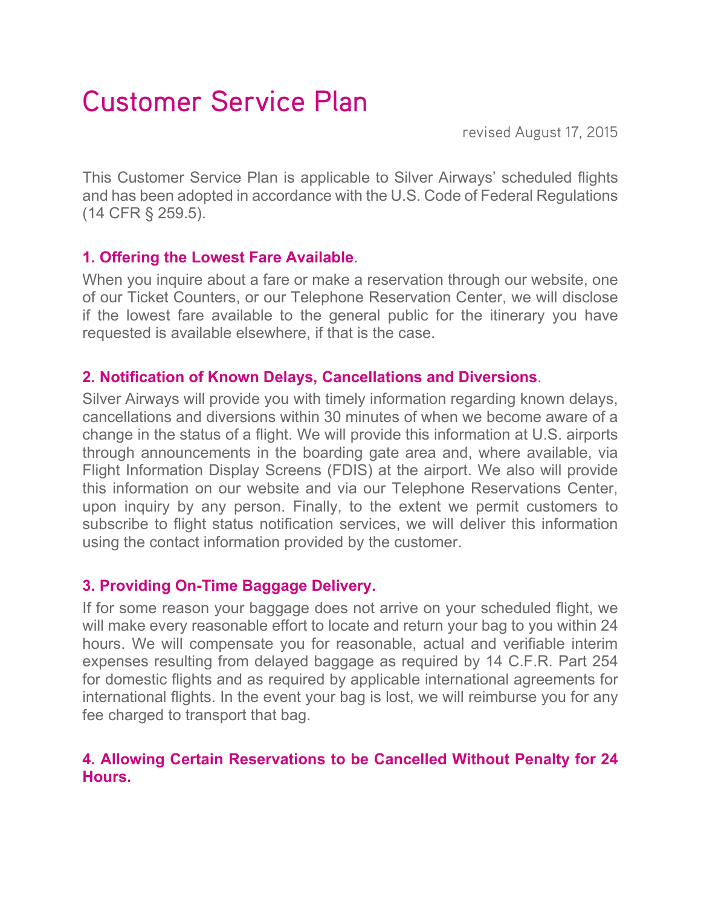# Customer Service Plan

revised August 17, 2015

This Customer Service Plan is applicable to Silver Airways' scheduled flights and has been adopted in accordance with the U.S. Code of Federal Regulations (14 CFR § 259.5).

## 1. Offering the Lowest Fare Available.

When you inquire about a fare or make a reservation through our website, one of our Ticket Counters, or our Telephone Reservation Center, we will disclose if the lowest fare available to the general public for the itinerary you have requested is available elsewhere, if that is the case.

## 2. Notification of Known Delays, Cancellations and Diversions.

Silver Airways will provide you with timely information regarding known delays, cancellations and diversions within 30 minutes of when we become aware of a change in the status of a flight. We will provide this information at U.S. airports through announcements in the boarding gate area and, where available, via Flight Information Display Screens (FDIS) at the airport. We also will provide this information on our website and via our Telephone Reservations Center, upon inquiry by any person. Finally, to the extent we permit customers to subscribe to flight status notification services, we will deliver this information using the contact information provided by the customer.

## 3. Providing On-Time Baggage Delivery.

If for some reason your baggage does not arrive on your scheduled flight, we will make every reasonable effort to locate and return your bag to you within 24 hours. We will compensate you for reasonable, actual and verifiable interim expenses resulting from delayed baggage as required by 14 C.F.R. Part 254 for domestic flights and as required by applicable international agreements for international flights. In the event your bag is lost, we will reimburse you for any fee charged to transport that bag.

## 4. Allowing Certain Reservations to be Cancelled Without Penalty for 24 Hours.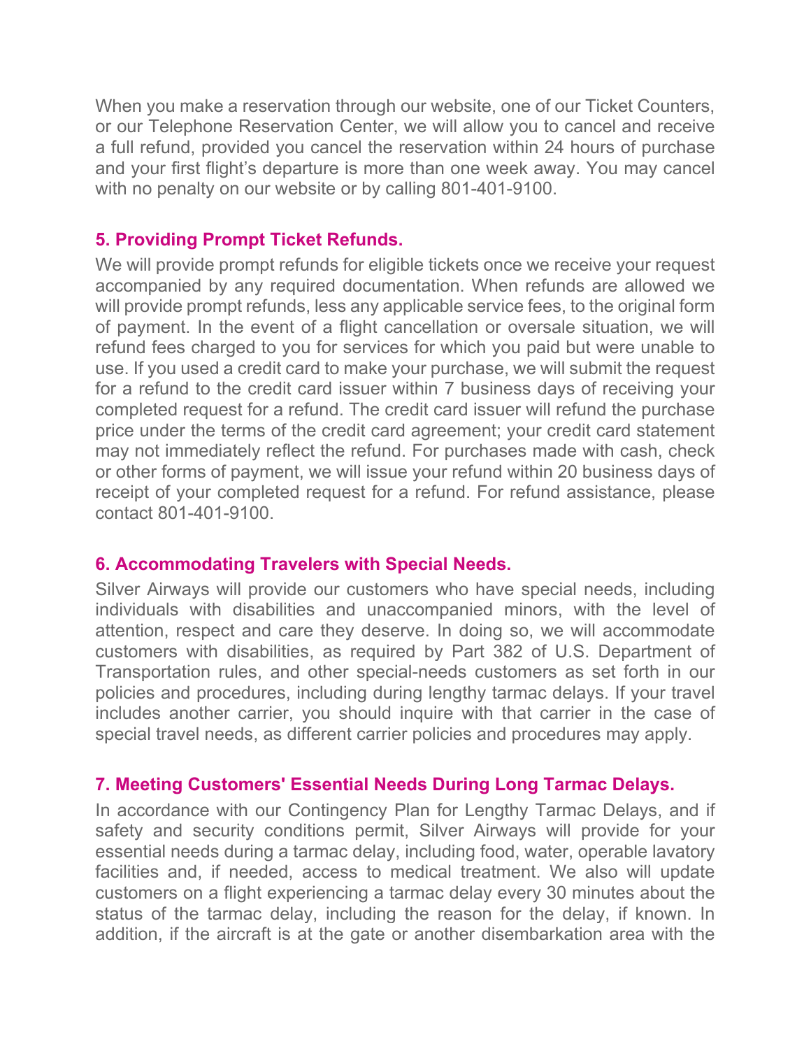When you make a reservation through our website, one of our Ticket Counters, or our Telephone Reservation Center, we will allow you to cancel and receive a full refund, provided you cancel the reservation within 24 hours of purchase and your first flight's departure is more than one week away. You may cancel with no penalty on our website or by calling 801-401-9100.

## 5. Providing Prompt Ticket Refunds.

We will provide prompt refunds for eligible tickets once we receive your request accompanied by any required documentation. When refunds are allowed we will provide prompt refunds, less any applicable service fees, to the original form of payment. In the event of a flight cancellation or oversale situation, we will refund fees charged to you for services for which you paid but were unable to use. If you used a credit card to make your purchase, we will submit the request for a refund to the credit card issuer within 7 business days of receiving your completed request for a refund. The credit card issuer will refund the purchase price under the terms of the credit card agreement; your credit card statement may not immediately reflect the refund. For purchases made with cash, check or other forms of payment, we will issue your refund within 20 business days of receipt of your completed request for a refund. For refund assistance, please contact 801-401-9100.

## 6. Accommodating Travelers with Special Needs.

Silver Airways will provide our customers who have special needs, including individuals with disabilities and unaccompanied minors, with the level of attention, respect and care they deserve. In doing so, we will accommodate customers with disabilities, as required by Part 382 of U.S. Department of Transportation rules, and other special-needs customers as set forth in our policies and procedures, including during lengthy tarmac delays. If your travel includes another carrier, you should inquire with that carrier in the case of special travel needs, as different carrier policies and procedures may apply.

## 7. Meeting Customers' Essential Needs During Long Tarmac Delays.

In accordance with our Contingency Plan for Lengthy Tarmac Delays, and if safety and security conditions permit, Silver Airways will provide for your essential needs during a tarmac delay, including food, water, operable lavatory facilities and, if needed, access to medical treatment. We also will update customers on a flight experiencing a tarmac delay every 30 minutes about the status of the tarmac delay, including the reason for the delay, if known. In addition, if the aircraft is at the gate or another disembarkation area with the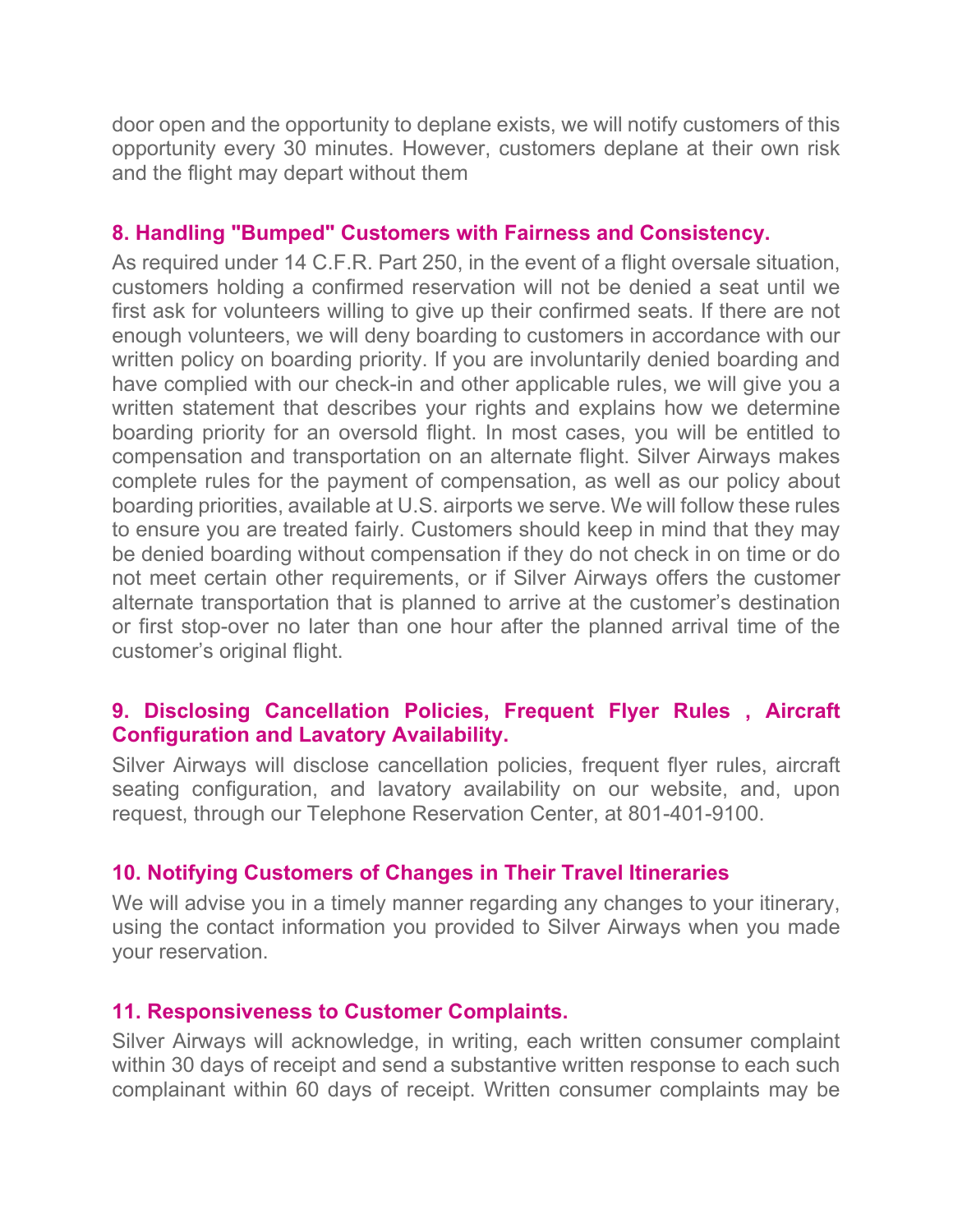door open and the opportunity to deplane exists, we will notify customers of this opportunity every 30 minutes. However, customers deplane at their own risk and the flight may depart without them

### 8. Handling "Bumped" Customers with Fairness and Consistency.

As required under 14 C.F.R. Part 250, in the event of a flight oversale situation, customers holding a confirmed reservation will not be denied a seat until we first ask for volunteers willing to give up their confirmed seats. If there are not enough volunteers, we will deny boarding to customers in accordance with our written policy on boarding priority. If you are involuntarily denied boarding and have complied with our check-in and other applicable rules, we will give you a written statement that describes your rights and explains how we determine boarding priority for an oversold flight. In most cases, you will be entitled to compensation and transportation on an alternate flight. Silver Airways makes complete rules for the payment of compensation, as well as our policy about boarding priorities, available at U.S. airports we serve. We will follow these rules to ensure you are treated fairly. Customers should keep in mind that they may be denied boarding without compensation if they do not check in on time or do not meet certain other requirements, or if Silver Airways offers the customer alternate transportation that is planned to arrive at the customer's destination or first stop-over no later than one hour after the planned arrival time of the customer's original flight.

### 9. Disclosing Cancellation Policies, Frequent Flyer Rules , Aircraft Configuration and Lavatory Availability.

Silver Airways will disclose cancellation policies, frequent flyer rules, aircraft seating configuration, and lavatory availability on our website, and, upon request, through our Telephone Reservation Center, at 801-401-9100.

### 10. Notifying Customers of Changes in Their Travel Itineraries

We will advise you in a timely manner regarding any changes to your itinerary, using the contact information you provided to Silver Airways when you made your reservation.

### 11. Responsiveness to Customer Complaints.

Silver Airways will acknowledge, in writing, each written consumer complaint within 30 days of receipt and send a substantive written response to each such complainant within 60 days of receipt. Written consumer complaints may be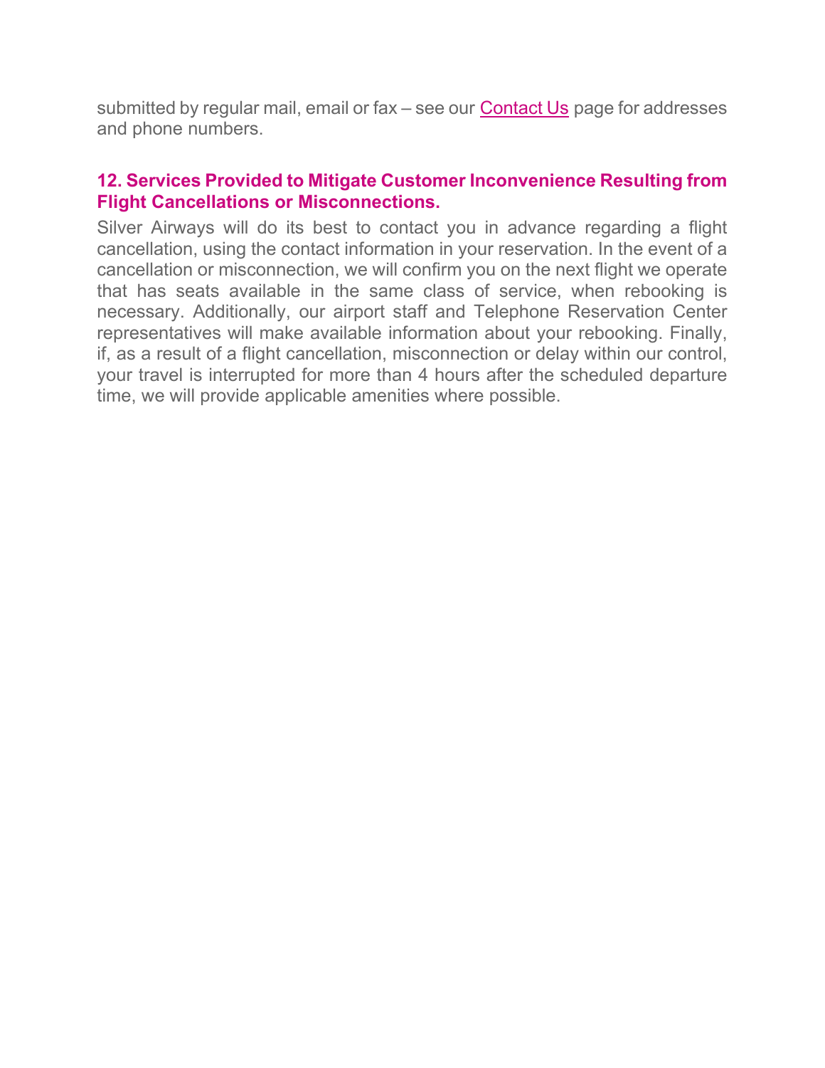submitted by regular mail, email or fax – see our Contact Us page for addresses and phone numbers.

## 12. Services Provided to Mitigate Customer Inconvenience Resulting from Flight Cancellations or Misconnections.

Silver Airways will do its best to contact you in advance regarding a flight cancellation, using the contact information in your reservation. In the event of a cancellation or misconnection, we will confirm you on the next flight we operate that has seats available in the same class of service, when rebooking is necessary. Additionally, our airport staff and Telephone Reservation Center representatives will make available information about your rebooking. Finally, if, as a result of a flight cancellation, misconnection or delay within our control, your travel is interrupted for more than 4 hours after the scheduled departure time, we will provide applicable amenities where possible.